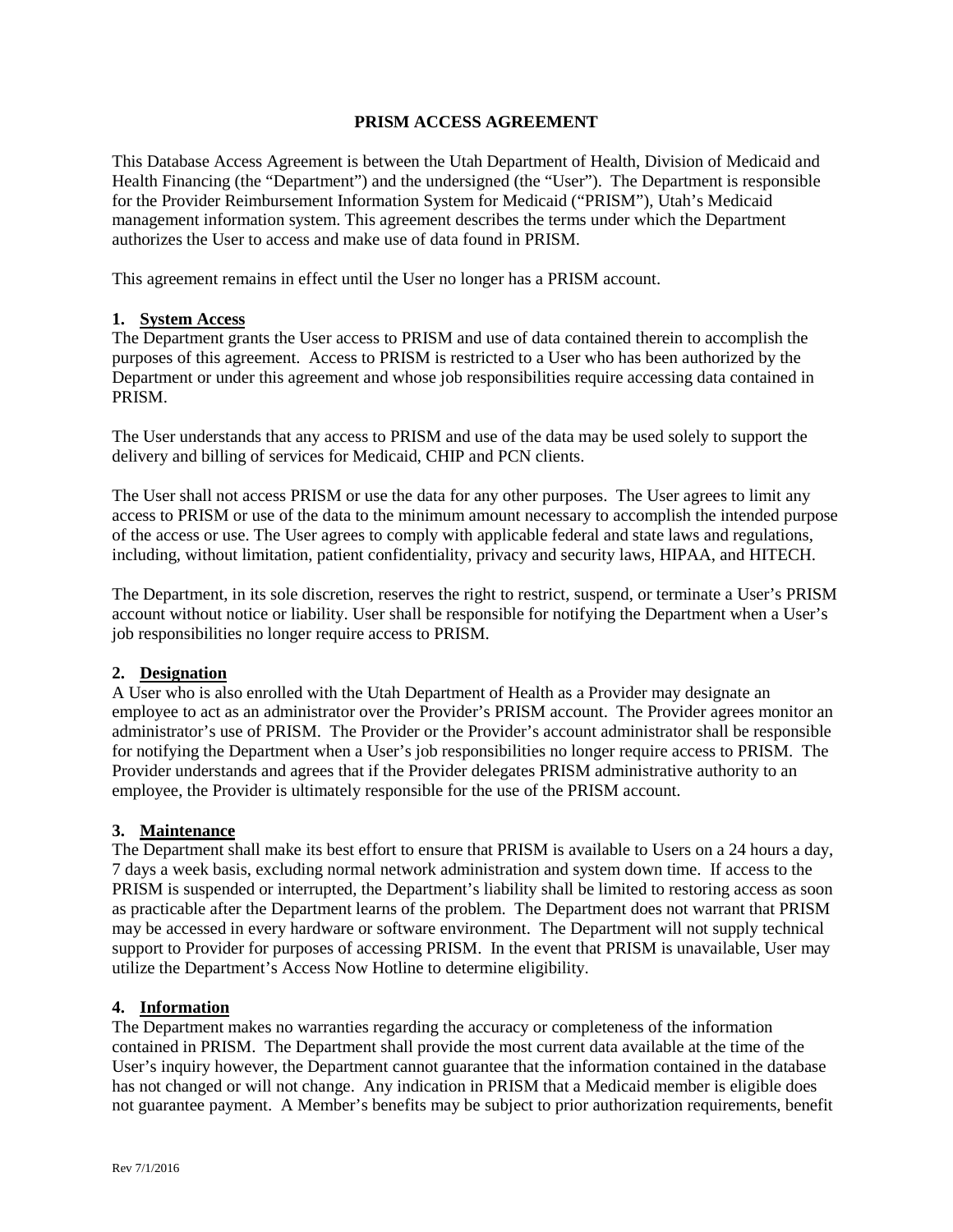# PRISM ACCESS AGREEMENT

This Database Access Agreement is between the Utah Department of Health, Division of Medicaid and Health Financing (the "Department") and the undersigned (the "User"). The Department is responsible for the Provider Reimbursement Information System for Medicaid ("PRISM"), Utah's Medicaid management information system. This agreement describes the terms under which the Department authorizes the User to access and make use of data found in PRISM.

This agreement remains in effect until the User no longer has a PRISM account.

**1. System Access**

The Department grants the User access to PRISM and use of data contained therein to accomplish the purposes of this agreement. Access to PRISM is restricted to a User who has been authorized by the Department or under this agreement and whose job responsibilities require accessing data contained in PRISM.

The User understands that any access to PRISM and use of the data may be used solely to support the delivery and billing of services for Medicaid, CHIP and PCN clients.

The User shall not access PRISM or use the data for any other purposes. The User agrees to limit any access to PRISM or use of the data to the minimum amount necessary to accomplish the intended purpose of the access or use. The User agrees to comply with applicable federal and state laws and regulations, including, without limitation, patient confidentiality, privacy and security laws, HIPAA, and HITECH.

The Department, in its sole discretion, reserves the right to restrict, suspend, or terminate a User's PRISM account without notice or liability. User shall be responsible for notifying the Department when a User's job responsibilities no longer require access to PRISM.

**2. Designation**

A User who is also enrolled with the Utah Department of Health as a Provider may designate an employee to act as an administrator over the Provider's PRISM account. The Provider agrees monitor an administrator's use of PRISM. The Provider or the Provider's account administrator shall be responsible for notifying the Department when a User's job responsibilities no longer require access to PRISM. The Provider understands and agrees that if the Provider delegates PRISM administrative authority to an employee, the Provider is ultimately responsible for the use of the PRISM account.

**3. Maintenance**

The Department shall make its best effort to ensure that PRISM is available to Users on a 24 hours a day, 7 days a week basis, excluding normal network administration and system down time. If access to the PRISM is suspended or interrupted, the Department's liability shall be limited to restoring access as soon as practicable after the Department learns of the problem. The Department does not warrant that PRISM may be accessed in every hardware or software environment. The Department will not supply technical support to Provider for purposes of accessing PRISM. In the event that PRISM is unavailable, User may utilize the Department's Access Now Hotline to determine eligibility.

**4. Information**

The Department makes no warranties regarding the accuracy or completeness of the information contained in PRISM. The Department shall provide the most current data available at the time of the User's inquiry however, the Department cannot guarantee that the information contained in the database has not changed or will not change. Any indication in PRISM that a Medicaid member is eligible does not guarantee payment. A Member's benefits may be subject to prior authorization requirements, benefit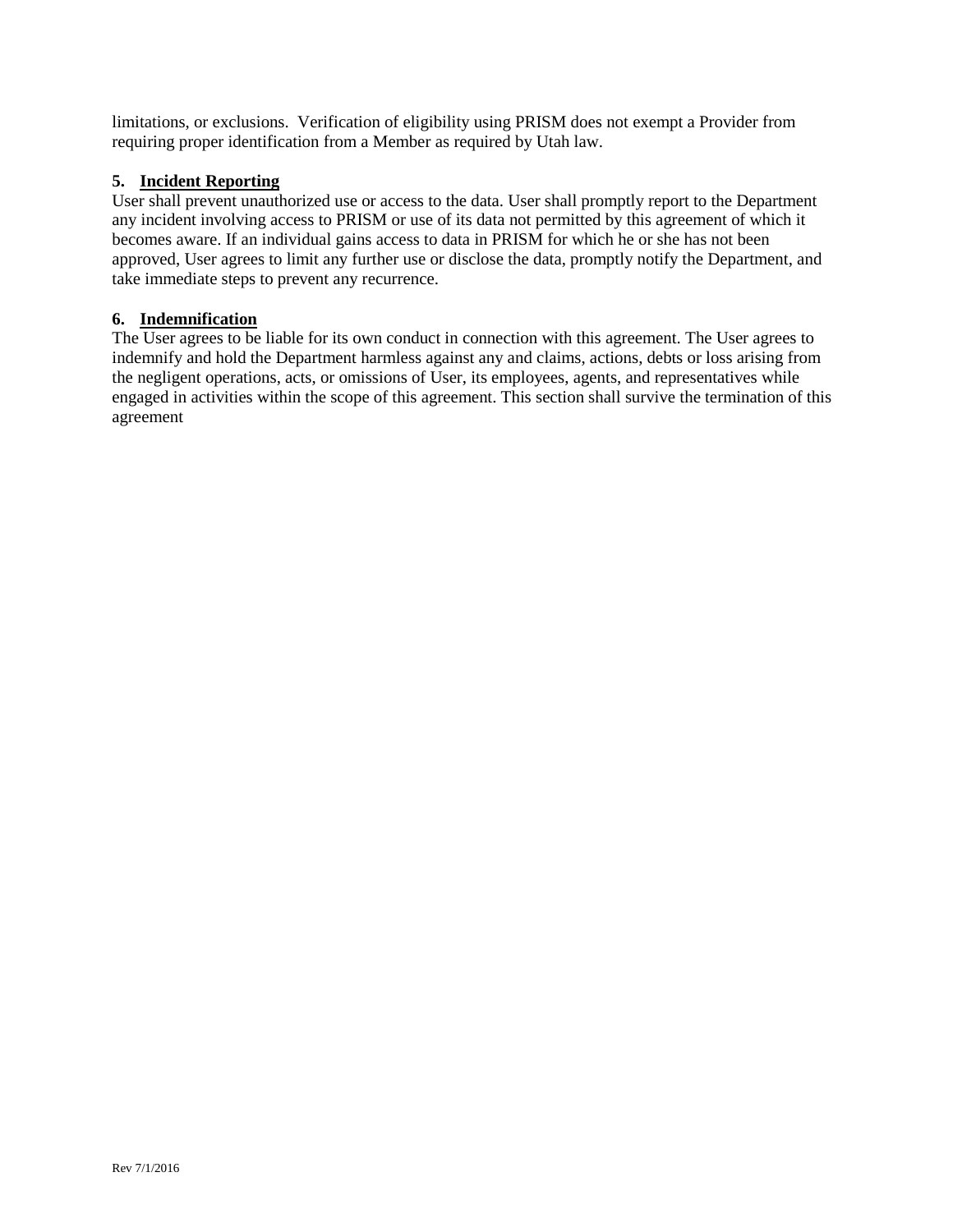limitations, or exclusions. Verification of eligibility using PRISM does not exempt a Provider from requiring proper identification from a Member as required by Utah law.

**5. Incident Reporting**

User shall prevent unauthorized use or access to the data. User shall promptly report to the Department any incident involving access to PRISM or use of its data not permitted by this agreement of which it becomes aware. If an individual gains access to data in PRISM for which he or she has not been approved, User agrees to limit any further use or disclose the data, promptly notify the Department, and take immediate steps to prevent any recurrence.

**6. Indemnification**

The User agrees to be liable for its own conduct in connection with this agreement. The User agrees to indemnify and hold the Department harmless against any and claims, actions, debts or loss arising from the negligent operations, acts, or omissions of User, its employees, agents, and representatives while engaged in activities within the scope of this agreement. This section shall survive the termination of this agreement

Rev 7/1/2016